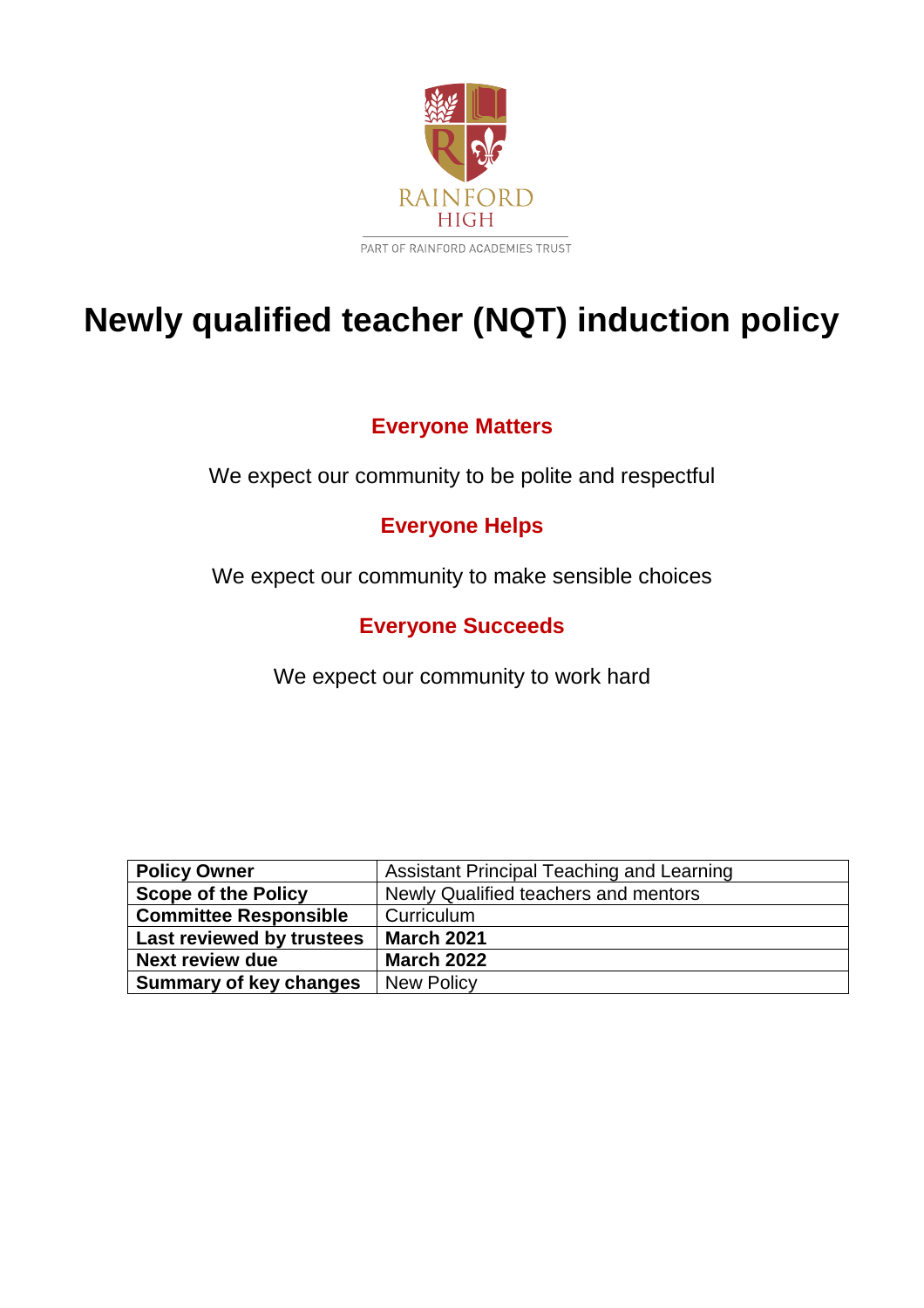RAINFORD HIGH

PART OF RAINFORD ACADEMIES TRUST

# Newly qualified teacher (NQT) induction policy

**Everyone Matters**

We expect our community to be polite and respectful

**Everyone Helps**

We expect our community to make sensible choices

**Everyone Succeeds**

We expect our community to work hard

| | |
|---|---|
| **Policy Owner** | Assistant Principal Teaching and Learning |
| **Scope of the Policy** | Newly Qualified teachers and mentors |
| **Committee Responsible** | Curriculum |
| **Last reviewed by trustees** | **March 2021** |
| **Next review due** | **March 2022** |
| **Summary of key changes** | New Policy |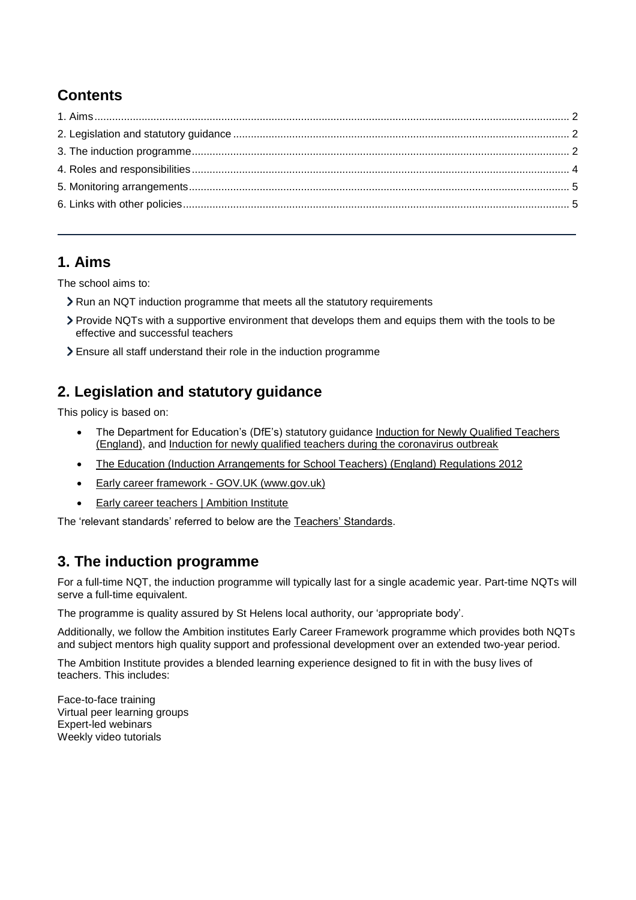## Contents

1. Aims ..... 2
2. Legislation and statutory guidance ..... 2
3. The induction programme ..... 2
4. Roles and responsibilities ..... 4
5. Monitoring arrangements ..... 5
6. Links with other policies ..... 5

---

## 1. Aims

The school aims to:

- Run an NQT induction programme that meets all the statutory requirements
- Provide NQTs with a supportive environment that develops them and equips them with the tools to be effective and successful teachers
- Ensure all staff understand their role in the induction programme

## 2. Legislation and statutory guidance

This policy is based on:

- The Department for Education's (DfE's) statutory guidance Induction for Newly Qualified Teachers (England), and Induction for newly qualified teachers during the coronavirus outbreak
- The Education (Induction Arrangements for School Teachers) (England) Regulations 2012
- Early career framework - GOV.UK (www.gov.uk)
- Early career teachers | Ambition Institute

The 'relevant standards' referred to below are the Teachers' Standards.

## 3. The induction programme

For a full-time NQT, the induction programme will typically last for a single academic year. Part-time NQTs will serve a full-time equivalent.

The programme is quality assured by St Helens local authority, our 'appropriate body'.

Additionally, we follow the Ambition institutes Early Career Framework programme which provides both NQTs and subject mentors high quality support and professional development over an extended two-year period.

The Ambition Institute provides a blended learning experience designed to fit in with the busy lives of teachers. This includes:

Face-to-face training
Virtual peer learning groups
Expert-led webinars
Weekly video tutorials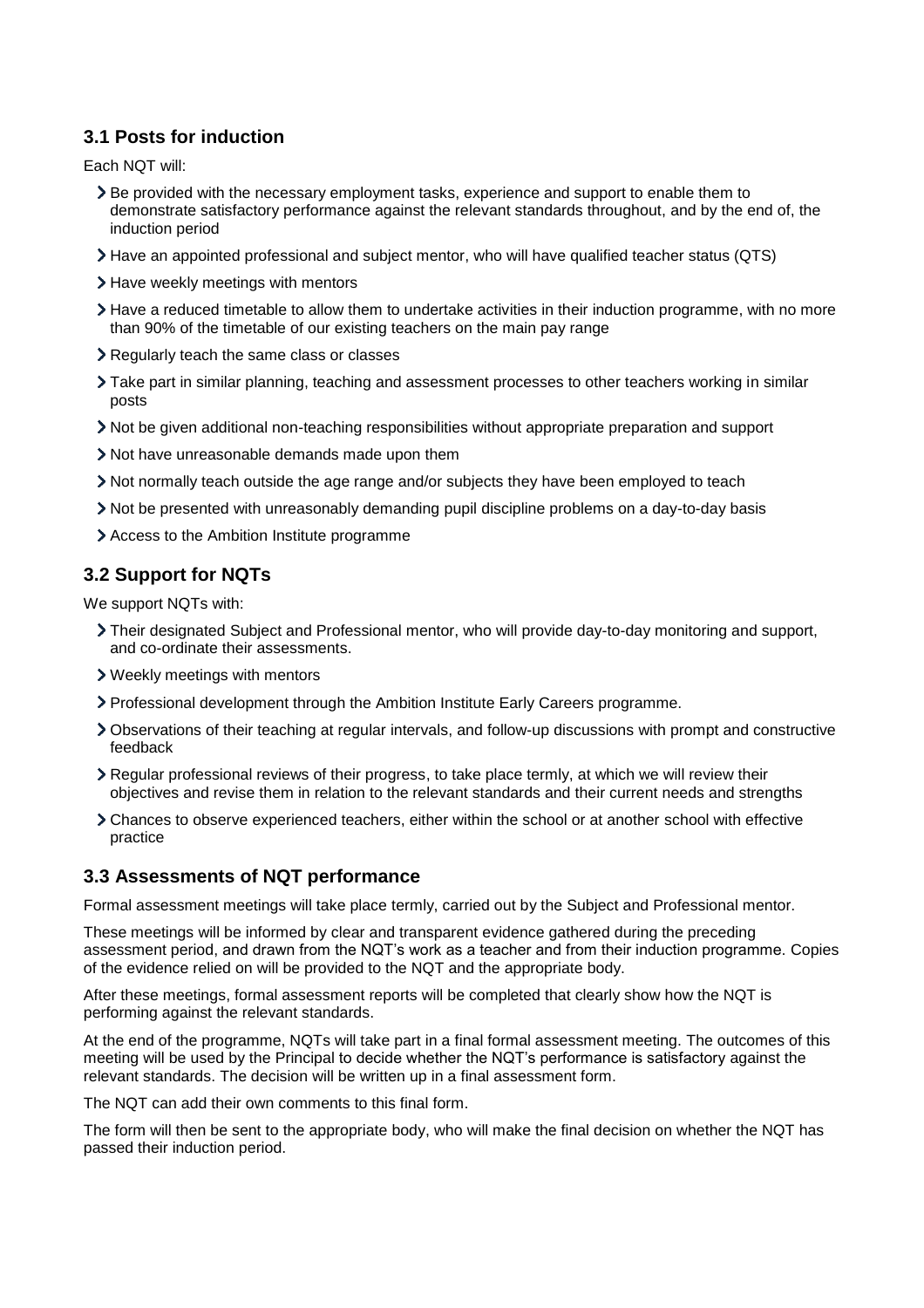### 3.1 Posts for induction

Each NQT will:

- Be provided with the necessary employment tasks, experience and support to enable them to demonstrate satisfactory performance against the relevant standards throughout, and by the end of, the induction period
- Have an appointed professional and subject mentor, who will have qualified teacher status (QTS)
- Have weekly meetings with mentors
- Have a reduced timetable to allow them to undertake activities in their induction programme, with no more than 90% of the timetable of our existing teachers on the main pay range
- Regularly teach the same class or classes
- Take part in similar planning, teaching and assessment processes to other teachers working in similar posts
- Not be given additional non-teaching responsibilities without appropriate preparation and support
- Not have unreasonable demands made upon them
- Not normally teach outside the age range and/or subjects they have been employed to teach
- Not be presented with unreasonably demanding pupil discipline problems on a day-to-day basis
- Access to the Ambition Institute programme

### 3.2 Support for NQTs

We support NQTs with:

- Their designated Subject and Professional mentor, who will provide day-to-day monitoring and support, and co-ordinate their assessments.
- Weekly meetings with mentors
- Professional development through the Ambition Institute Early Careers programme.
- Observations of their teaching at regular intervals, and follow-up discussions with prompt and constructive feedback
- Regular professional reviews of their progress, to take place termly, at which we will review their objectives and revise them in relation to the relevant standards and their current needs and strengths
- Chances to observe experienced teachers, either within the school or at another school with effective practice

### 3.3 Assessments of NQT performance

Formal assessment meetings will take place termly, carried out by the Subject and Professional mentor.

These meetings will be informed by clear and transparent evidence gathered during the preceding assessment period, and drawn from the NQT's work as a teacher and from their induction programme. Copies of the evidence relied on will be provided to the NQT and the appropriate body.

After these meetings, formal assessment reports will be completed that clearly show how the NQT is performing against the relevant standards.

At the end of the programme, NQTs will take part in a final formal assessment meeting. The outcomes of this meeting will be used by the Principal to decide whether the NQT's performance is satisfactory against the relevant standards. The decision will be written up in a final assessment form.

The NQT can add their own comments to this final form.

The form will then be sent to the appropriate body, who will make the final decision on whether the NQT has passed their induction period.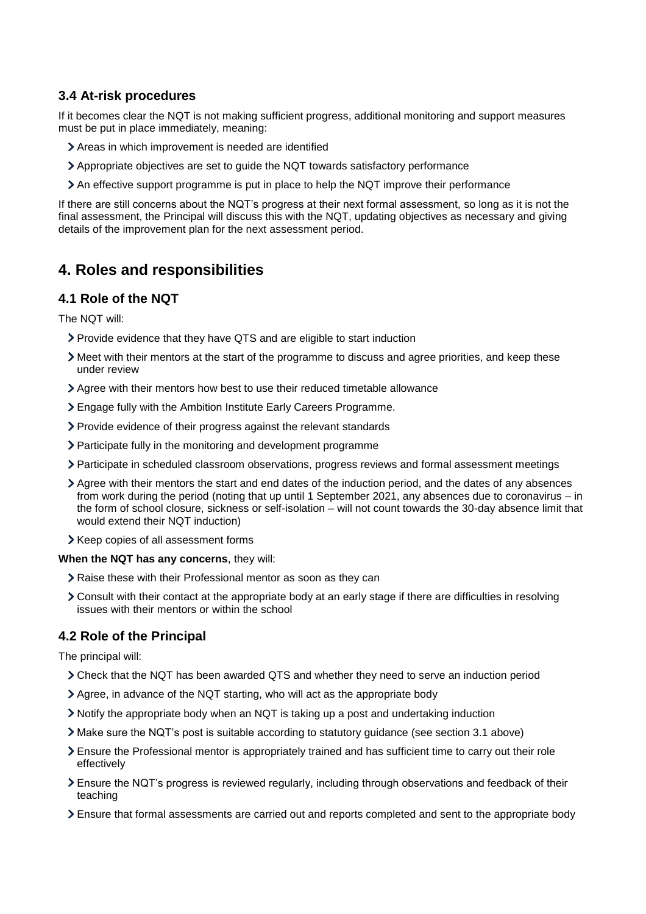### 3.4 At-risk procedures

If it becomes clear the NQT is not making sufficient progress, additional monitoring and support measures must be put in place immediately, meaning:

- Areas in which improvement is needed are identified
- Appropriate objectives are set to guide the NQT towards satisfactory performance
- An effective support programme is put in place to help the NQT improve their performance

If there are still concerns about the NQT's progress at their next formal assessment, so long as it is not the final assessment, the Principal will discuss this with the NQT, updating objectives as necessary and giving details of the improvement plan for the next assessment period.

## 4. Roles and responsibilities

### 4.1 Role of the NQT

The NQT will:

- Provide evidence that they have QTS and are eligible to start induction
- Meet with their mentors at the start of the programme to discuss and agree priorities, and keep these under review
- Agree with their mentors how best to use their reduced timetable allowance
- Engage fully with the Ambition Institute Early Careers Programme.
- Provide evidence of their progress against the relevant standards
- Participate fully in the monitoring and development programme
- Participate in scheduled classroom observations, progress reviews and formal assessment meetings
- Agree with their mentors the start and end dates of the induction period, and the dates of any absences from work during the period (noting that up until 1 September 2021, any absences due to coronavirus – in the form of school closure, sickness or self-isolation – will not count towards the 30-day absence limit that would extend their NQT induction)
- Keep copies of all assessment forms

**When the NQT has any concerns**, they will:

- Raise these with their Professional mentor as soon as they can
- Consult with their contact at the appropriate body at an early stage if there are difficulties in resolving issues with their mentors or within the school

### 4.2 Role of the Principal

The principal will:

- Check that the NQT has been awarded QTS and whether they need to serve an induction period
- Agree, in advance of the NQT starting, who will act as the appropriate body
- Notify the appropriate body when an NQT is taking up a post and undertaking induction
- Make sure the NQT's post is suitable according to statutory guidance (see section 3.1 above)
- Ensure the Professional mentor is appropriately trained and has sufficient time to carry out their role effectively
- Ensure the NQT's progress is reviewed regularly, including through observations and feedback of their teaching
- Ensure that formal assessments are carried out and reports completed and sent to the appropriate body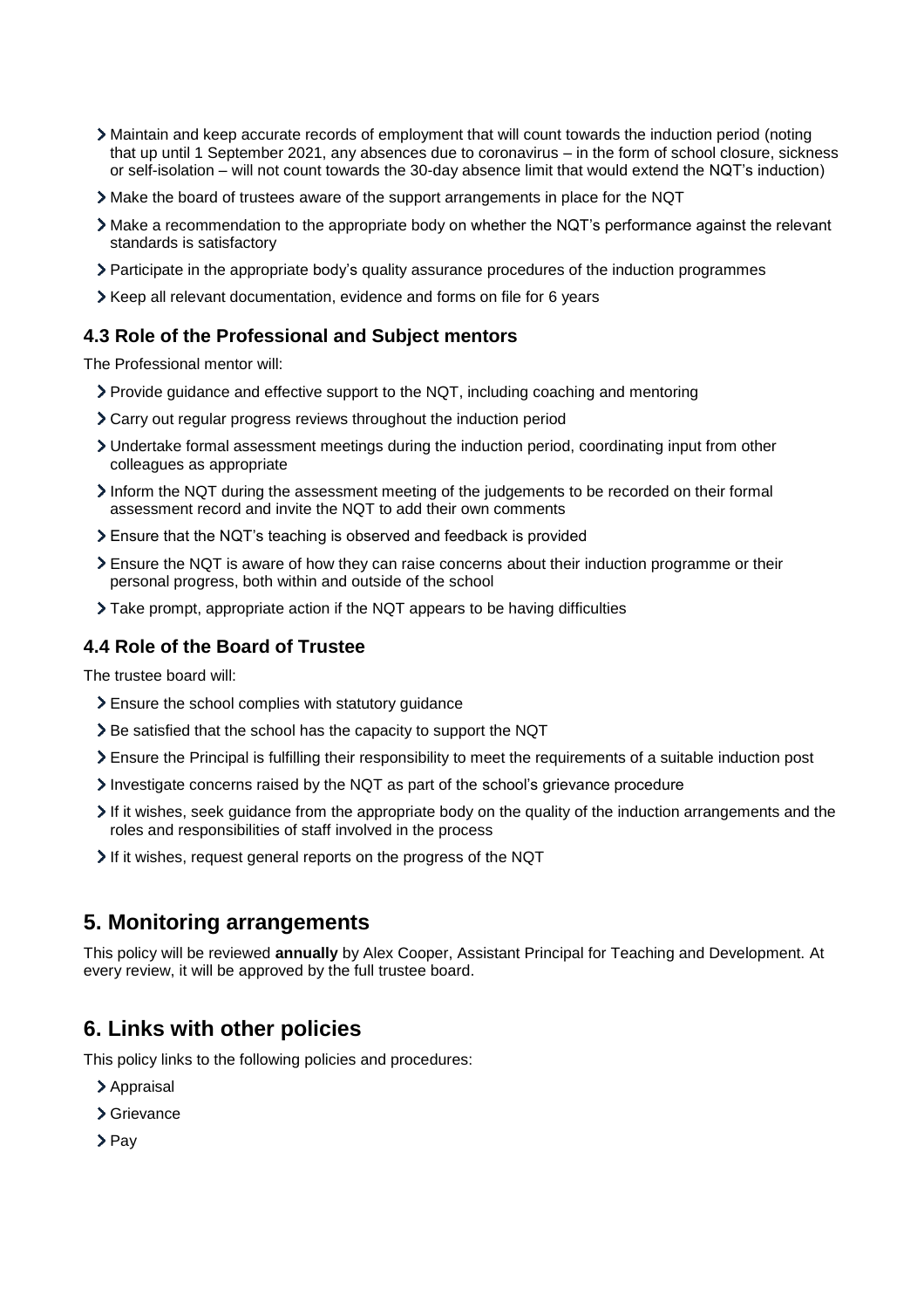- Maintain and keep accurate records of employment that will count towards the induction period (noting that up until 1 September 2021, any absences due to coronavirus – in the form of school closure, sickness or self-isolation – will not count towards the 30-day absence limit that would extend the NQT's induction)
- Make the board of trustees aware of the support arrangements in place for the NQT
- Make a recommendation to the appropriate body on whether the NQT's performance against the relevant standards is satisfactory
- Participate in the appropriate body's quality assurance procedures of the induction programmes
- Keep all relevant documentation, evidence and forms on file for 6 years

### 4.3 Role of the Professional and Subject mentors

The Professional mentor will:

- Provide guidance and effective support to the NQT, including coaching and mentoring
- Carry out regular progress reviews throughout the induction period
- Undertake formal assessment meetings during the induction period, coordinating input from other colleagues as appropriate
- Inform the NQT during the assessment meeting of the judgements to be recorded on their formal assessment record and invite the NQT to add their own comments
- Ensure that the NQT's teaching is observed and feedback is provided
- Ensure the NQT is aware of how they can raise concerns about their induction programme or their personal progress, both within and outside of the school
- Take prompt, appropriate action if the NQT appears to be having difficulties

### 4.4 Role of the Board of Trustee

The trustee board will:

- Ensure the school complies with statutory guidance
- Be satisfied that the school has the capacity to support the NQT
- Ensure the Principal is fulfilling their responsibility to meet the requirements of a suitable induction post
- Investigate concerns raised by the NQT as part of the school's grievance procedure
- If it wishes, seek guidance from the appropriate body on the quality of the induction arrangements and the roles and responsibilities of staff involved in the process
- If it wishes, request general reports on the progress of the NQT

## 5. Monitoring arrangements

This policy will be reviewed **annually** by Alex Cooper, Assistant Principal for Teaching and Development. At every review, it will be approved by the full trustee board.

## 6. Links with other policies

This policy links to the following policies and procedures:

- Appraisal
- Grievance
- Pay